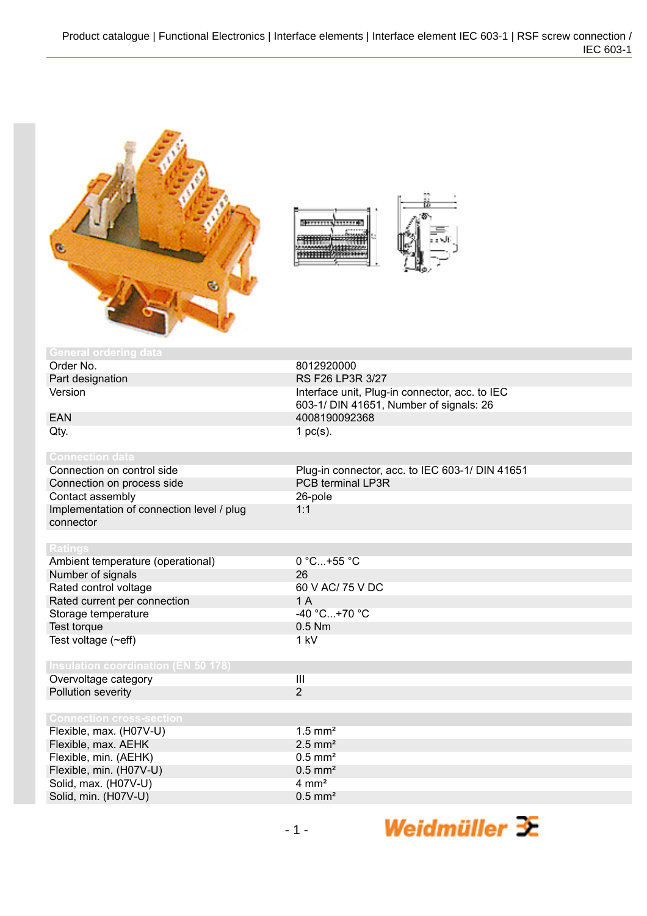Product catalogue | Functional Electronics | Interface elements | Interface element IEC 603-1 | RSF screw connection / IEC 603-1

## General ordering data

| | |
|---|---|
| Order No. | 8012920000 |
| Part designation | RS F26 LP3R 3/27 |
| Version | Interface unit, Plug-in connector, acc. to IEC 603-1/ DIN 41651, Number of signals: 26 |
| EAN | 4008190092368 |
| Qty. | 1 pc(s). |

## Connection data

| | |
|---|---|
| Connection on control side | Plug-in connector, acc. to IEC 603-1/ DIN 41651 |
| Connection on process side | PCB terminal LP3R |
| Contact assembly | 26-pole |
| Implementation of connection level / plug connector | 1:1 |

## Ratings

| | |
|---|---|
| Ambient temperature (operational) | 0 °C...+55 °C |
| Number of signals | 26 |
| Rated control voltage | 60 V AC/ 75 V DC |
| Rated current per connection | 1 A |
| Storage temperature | -40 °C...+70 °C |
| Test torque | 0.5 Nm |
| Test voltage (~eff) | 1 kV |

## Insulation coordination (EN 50 178)

| | |
|---|---|
| Overvoltage category | III |
| Pollution severity | 2 |

## Connection cross-section

| | |
|---|---|
| Flexible, max. (H07V-U) | 1.5 mm² |
| Flexible, max. AEHK | 2.5 mm² |
| Flexible, min. (AEHK) | 0.5 mm² |
| Flexible, min. (H07V-U) | 0.5 mm² |
| Solid, max. (H07V-U) | 4 mm² |
| Solid, min. (H07V-U) | 0.5 mm² |

Weidmüller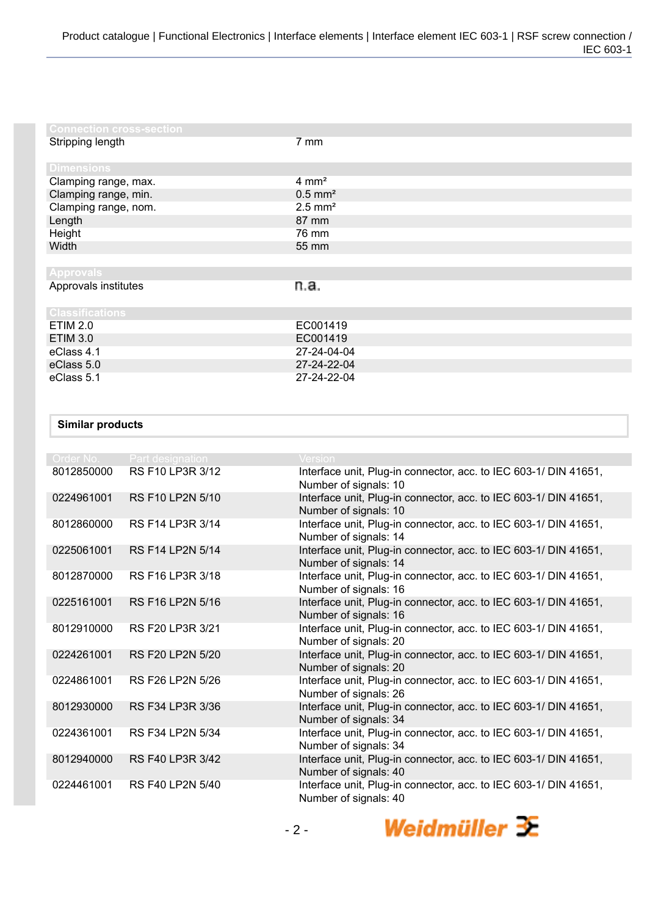| Connection cross-section | |
| --- | --- |
| Stripping length | 7 mm |

| Dimensions | |
| --- | --- |
| Clamping range, max. | 4 mm² |
| Clamping range, min. | 0.5 mm² |
| Clamping range, nom. | 2.5 mm² |
| Length | 87 mm |
| Height | 76 mm |
| Width | 55 mm |

| Approvals | |
| --- | --- |
| Approvals institutes | n.a. |

| Classifications | |
| --- | --- |
| ETIM 2.0 | EC001419 |
| ETIM 3.0 | EC001419 |
| eClass 4.1 | 27-24-04-04 |
| eClass 5.0 | 27-24-22-04 |
| eClass 5.1 | 27-24-22-04 |

**Similar products**

| Order No. | Part designation | Version |
| --- | --- | --- |
| 8012850000 | RS F10 LP3R 3/12 | Interface unit, Plug-in connector, acc. to IEC 603-1/ DIN 41651, Number of signals: 10 |
| 0224961001 | RS F10 LP2N 5/10 | Interface unit, Plug-in connector, acc. to IEC 603-1/ DIN 41651, Number of signals: 10 |
| 8012860000 | RS F14 LP3R 3/14 | Interface unit, Plug-in connector, acc. to IEC 603-1/ DIN 41651, Number of signals: 14 |
| 0225061001 | RS F14 LP2N 5/14 | Interface unit, Plug-in connector, acc. to IEC 603-1/ DIN 41651, Number of signals: 14 |
| 8012870000 | RS F16 LP3R 3/18 | Interface unit, Plug-in connector, acc. to IEC 603-1/ DIN 41651, Number of signals: 16 |
| 0225161001 | RS F16 LP2N 5/16 | Interface unit, Plug-in connector, acc. to IEC 603-1/ DIN 41651, Number of signals: 16 |
| 8012910000 | RS F20 LP3R 3/21 | Interface unit, Plug-in connector, acc. to IEC 603-1/ DIN 41651, Number of signals: 20 |
| 0224261001 | RS F20 LP2N 5/20 | Interface unit, Plug-in connector, acc. to IEC 603-1/ DIN 41651, Number of signals: 20 |
| 0224861001 | RS F26 LP2N 5/26 | Interface unit, Plug-in connector, acc. to IEC 603-1/ DIN 41651, Number of signals: 26 |
| 8012930000 | RS F34 LP3R 3/36 | Interface unit, Plug-in connector, acc. to IEC 603-1/ DIN 41651, Number of signals: 34 |
| 0224361001 | RS F34 LP2N 5/34 | Interface unit, Plug-in connector, acc. to IEC 603-1/ DIN 41651, Number of signals: 34 |
| 8012940000 | RS F40 LP3R 3/42 | Interface unit, Plug-in connector, acc. to IEC 603-1/ DIN 41651, Number of signals: 40 |
| 0224461001 | RS F40 LP2N 5/40 | Interface unit, Plug-in connector, acc. to IEC 603-1/ DIN 41651, Number of signals: 40 |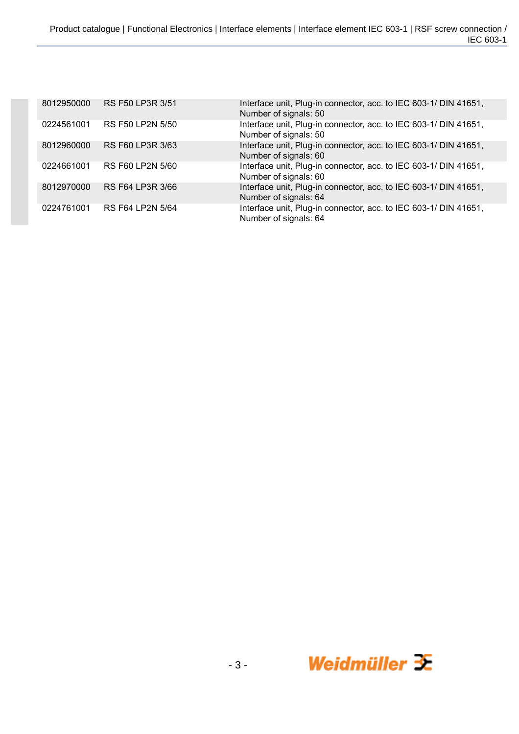| | | |
|---|---|---|
| 8012950000 | RS F50 LP3R 3/51 | Interface unit, Plug-in connector, acc. to IEC 603-1/ DIN 41651, Number of signals: 50 |
| 0224561001 | RS F50 LP2N 5/50 | Interface unit, Plug-in connector, acc. to IEC 603-1/ DIN 41651, Number of signals: 50 |
| 8012960000 | RS F60 LP3R 3/63 | Interface unit, Plug-in connector, acc. to IEC 603-1/ DIN 41651, Number of signals: 60 |
| 0224661001 | RS F60 LP2N 5/60 | Interface unit, Plug-in connector, acc. to IEC 603-1/ DIN 41651, Number of signals: 60 |
| 8012970000 | RS F64 LP3R 3/66 | Interface unit, Plug-in connector, acc. to IEC 603-1/ DIN 41651, Number of signals: 64 |
| 0224761001 | RS F64 LP2N 5/64 | Interface unit, Plug-in connector, acc. to IEC 603-1/ DIN 41651, Number of signals: 64 |